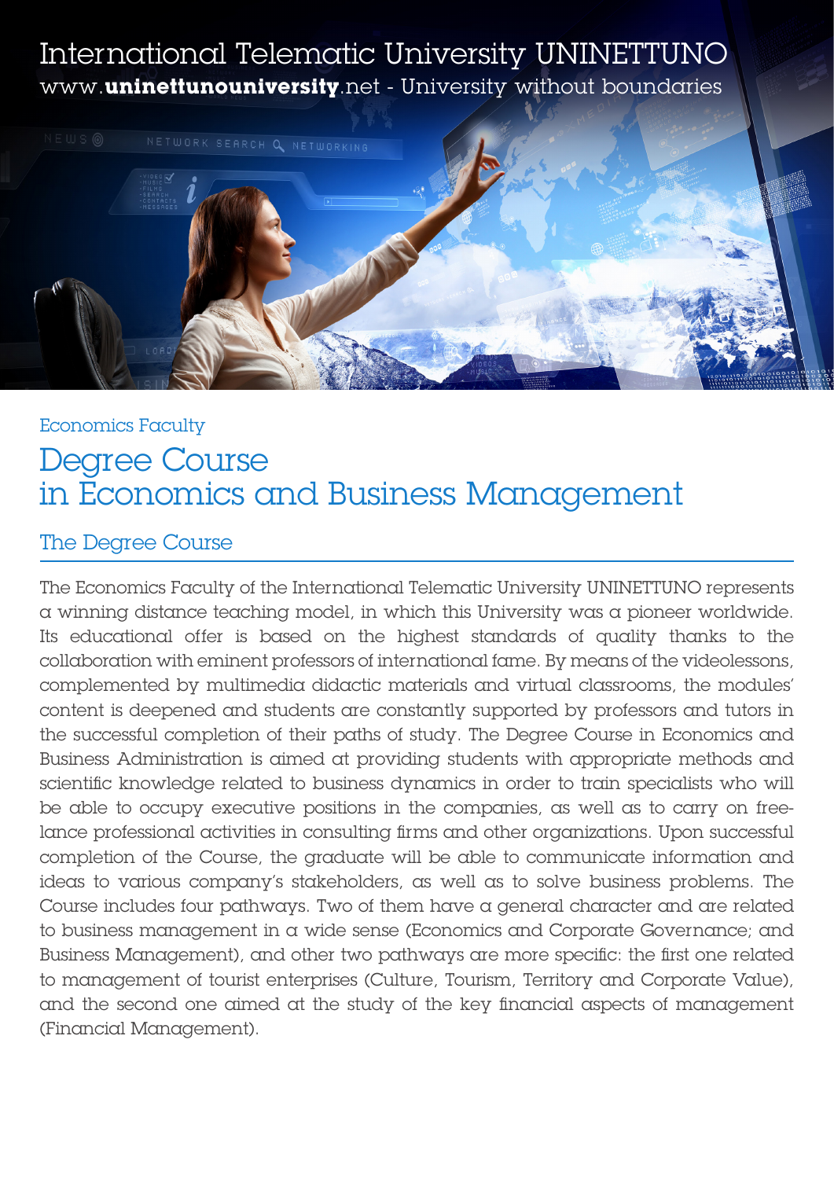# International Telematic University UNINETTUNO

www.**uninettunouniversity**.net - University without boundaries

Economics Faculty

## Degree Course in Economics and Business Management

### The Degree Course

The Economics Faculty of the International Telematic University UNINETTUNO represents a winning distance teaching model, in which this University was a pioneer worldwide. Its educational offer is based on the highest standards of quality thanks to the collaboration with eminent professors of international fame. By means of the videolessons, complemented by multimedia didactic materials and virtual classrooms, the modules' content is deepened and students are constantly supported by professors and tutors in the successful completion of their paths of study. The Degree Course in Economics and Business Administration is aimed at providing students with appropriate methods and scientific knowledge related to business dynamics in order to train specialists who will be able to occupy executive positions in the companies, as well as to carry on free-lance professional activities in consulting firms and other organizations. Upon successful completion of the Course, the graduate will be able to communicate information and ideas to various company's stakeholders, as well as to solve business problems. The Course includes four pathways. Two of them have a general character and are related to business management in a wide sense (Economics and Corporate Governance; and Business Management), and other two pathways are more specific: the first one related to management of tourist enterprises (Culture, Tourism, Territory and Corporate Value), and the second one aimed at the study of the key financial aspects of management (Financial Management).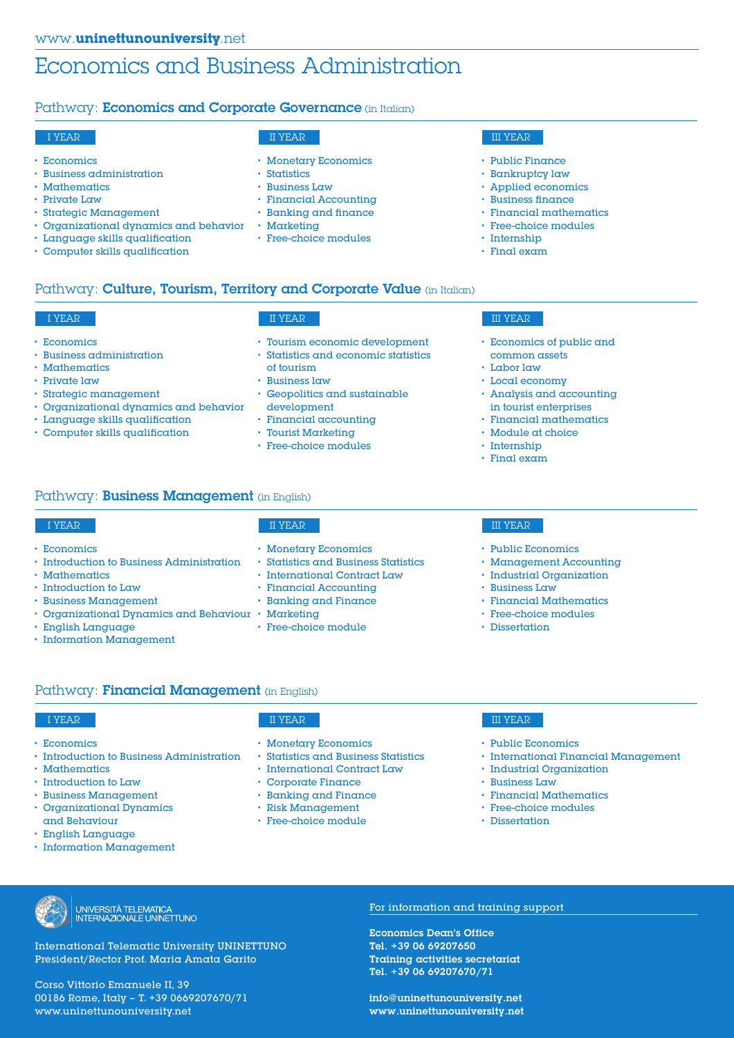www.**uninettunouniversity**.net

# Economics and Business Administration

## Pathway: **Economics and Corporate Governance** (in Italian)

### I YEAR

- Economics
- Business administration
- Mathematics
- Private Law
- Strategic Management
- Organizational dynamics and behavior
- Language skills qualification
- Computer skills qualification

### II YEAR

- Monetary Economics
- Statistics
- Business Law
- Financial Accounting
- Banking and finance
- Marketing
- Free-choice modules

### III YEAR

- Public Finance
- Bankruptcy law
- Applied economics
- Business finance
- Financial mathematics
- Free-choice modules
- Internship
- Final exam

## Pathway: **Culture, Tourism, Territory and Corporate Value** (in Italian)

### I YEAR

- Economics
- Business administration
- Mathematics
- Private law
- Strategic management
- Organizational dynamics and behavior
- Language skills qualification
- Computer skills qualification

### II YEAR

- Tourism economic development
- Statistics and economic statistics of tourism
- Business law
- Geopolitics and sustainable development
- Financial accounting
- Tourist Marketing
- Free-choice modules

### III YEAR

- Economics of public and common assets
- Labor law
- Local economy
- Analysis and accounting in tourist enterprises
- Financial mathematics
- Module at choice
- Internship
- Final exam

## Pathway: **Business Management** (in English)

### I YEAR

- Economics
- Introduction to Business Administration
- Mathematics
- Introduction to Law
- Business Management
- Organizational Dynamics and Behaviour
- English Language
- Information Management

### II YEAR

- Monetary Economics
- Statistics and Business Statistics
- International Contract Law
- Financial Accounting
- Banking and Finance
- Marketing
- Free-choice module

### III YEAR

- Public Economics
- Management Accounting
- Industrial Organization
- Business Law
- Financial Mathematics
- Free-choice modules
- Dissertation

## Pathway: **Financial Management** (in English)

### I YEAR

- Economics
- Introduction to Business Administration
- Mathematics
- Introduction to Law
- Business Management
- Organizational Dynamics and Behaviour
- English Language
- Information Management

### II YEAR

- Monetary Economics
- Statistics and Business Statistics
- International Contract Law
- Corporate Finance
- Banking and Finance
- Risk Management
- Free-choice module

### III YEAR

- Public Economics
- International Financial Management
- Industrial Organization
- Business Law
- Financial Mathematics
- Free-choice modules
- Dissertation

---

UNIVERSITÀ TELEMATICA INTERNAZIONALE UNINETTUNO

International Telematic University UNINETTUNO
President/Rector Prof. Maria Amata Garito

Corso Vittorio Emanuele II, 39
00186 Rome, Italy – T. +39 0669207670/71
www.uninettunouniversity.net

For information and training support

**Economics Dean's Office**
**Tel. +39 06 69207650**
**Training activities secretariat**
**Tel. +39 06 69207670/71**

**info@uninettunouniversity.net**
**www.uninettunouniversity.net**